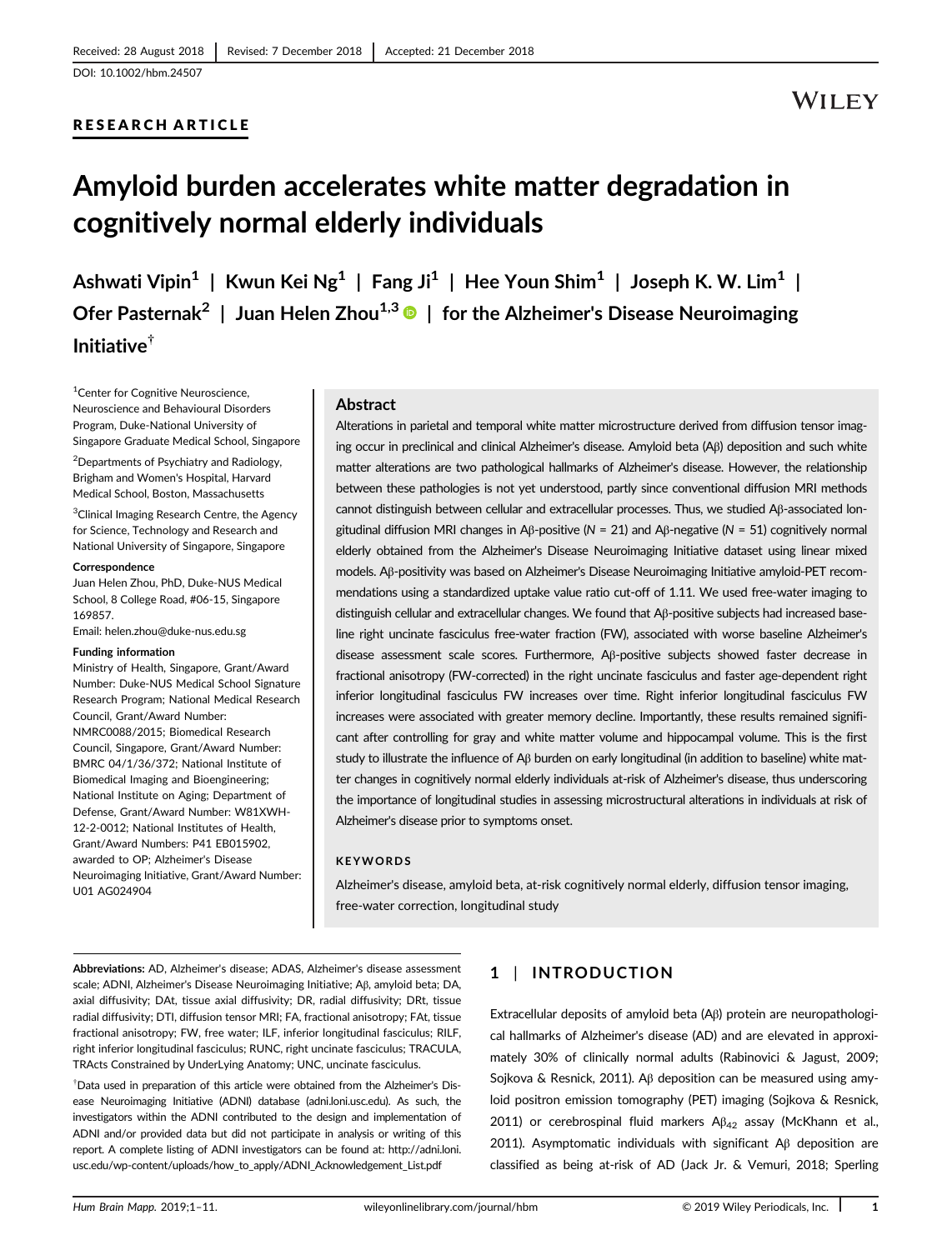Received: 28 August 2018 | Revised: 7 December 2018 | Accepted: 21 December 2018

DOI: 10.1002/hbm.24507

**RESEARCH ARTICLE**

# Amyloid burden accelerates white matter degradation in cognitively normal elderly individuals

**Ashwati Vipin[1] | Kwun Kei Ng[1] | Fang Ji[1] | Hee Youn Shim[1] | Joseph K. W. Lim[1] | Ofer Pasternak[2] | Juan Helen Zhou[1,3] | for the Alzheimer's Disease Neuroimaging Initiative[†]**

[1]Center for Cognitive Neuroscience, Neuroscience and Behavioural Disorders Program, Duke-National University of Singapore Graduate Medical School, Singapore

[2]Departments of Psychiatry and Radiology, Brigham and Women's Hospital, Harvard Medical School, Boston, Massachusetts

[3]Clinical Imaging Research Centre, the Agency for Science, Technology and Research and National University of Singapore, Singapore

**Correspondence**
Juan Helen Zhou, PhD, Duke-NUS Medical School, 8 College Road, #06-15, Singapore 169857.
Email: helen.zhou@duke-nus.edu.sg

**Funding information**
Ministry of Health, Singapore, Grant/Award Number: Duke-NUS Medical School Signature Research Program; National Medical Research Council, Grant/Award Number: NMRC0088/2015; Biomedical Research Council, Singapore, Grant/Award Number: BMRC 04/1/36/372; National Institute of Biomedical Imaging and Bioengineering; National Institute on Aging; Department of Defense, Grant/Award Number: W81XWH-12-2-0012; National Institutes of Health, Grant/Award Numbers: P41 EB015902, awarded to OP; Alzheimer's Disease Neuroimaging Initiative, Grant/Award Number: U01 AG024904

## Abstract

Alterations in parietal and temporal white matter microstructure derived from diffusion tensor imaging occur in preclinical and clinical Alzheimer's disease. Amyloid beta (Aβ) deposition and such white matter alterations are two pathological hallmarks of Alzheimer's disease. However, the relationship between these pathologies is not yet understood, partly since conventional diffusion MRI methods cannot distinguish between cellular and extracellular processes. Thus, we studied Aβ-associated longitudinal diffusion MRI changes in Aβ-positive ($N$ = 21) and Aβ-negative ($N$ = 51) cognitively normal elderly obtained from the Alzheimer's Disease Neuroimaging Initiative dataset using linear mixed models. Aβ-positivity was based on Alzheimer's Disease Neuroimaging Initiative amyloid-PET recommendations using a standardized uptake value ratio cut-off of 1.11. We used free-water imaging to distinguish cellular and extracellular changes. We found that Aβ-positive subjects had increased baseline right uncinate fasciculus free-water fraction (FW), associated with worse baseline Alzheimer's disease assessment scale scores. Furthermore, Aβ-positive subjects showed faster decrease in fractional anisotropy (FW-corrected) in the right uncinate fasciculus and faster age-dependent right inferior longitudinal fasciculus FW increases over time. Right inferior longitudinal fasciculus FW increases were associated with greater memory decline. Importantly, these results remained significant after controlling for gray and white matter volume and hippocampal volume. This is the first study to illustrate the influence of Aβ burden on early longitudinal (in addition to baseline) white matter changes in cognitively normal elderly individuals at-risk of Alzheimer's disease, thus underscoring the importance of longitudinal studies in assessing microstructural alterations in individuals at risk of Alzheimer's disease prior to symptoms onset.

**KEYWORDS**

Alzheimer's disease, amyloid beta, at-risk cognitively normal elderly, diffusion tensor imaging, free-water correction, longitudinal study

**Abbreviations:** AD, Alzheimer's disease; ADAS, Alzheimer's disease assessment scale; ADNI, Alzheimer's Disease Neuroimaging Initiative; Aβ, amyloid beta; DA, axial diffusivity; DAt, tissue axial diffusivity; DR, radial diffusivity; DRt, tissue radial diffusivity; DTI, diffusion tensor MRI; FA, fractional anisotropy; FAt, tissue fractional anisotropy; FW, free water; ILF, inferior longitudinal fasciculus; RILF, right inferior longitudinal fasciculus; RUNC, right uncinate fasciculus; TRACULA, TRActs Constrained by UnderLying Anatomy; UNC, uncinate fasciculus.

[†]Data used in preparation of this article were obtained from the Alzheimer's Disease Neuroimaging Initiative (ADNI) database (adni.loni.usc.edu). As such, the investigators within the ADNI contributed to the design and implementation of ADNI and/or provided data but did not participate in analysis or writing of this report. A complete listing of ADNI investigators can be found at: http://adni.loni.usc.edu/wp-content/uploads/how_to_apply/ADNI_Acknowledgement_List.pdf

## 1 | INTRODUCTION

Extracellular deposits of amyloid beta (Aβ) protein are neuropathological hallmarks of Alzheimer's disease (AD) and are elevated in approximately 30% of clinically normal adults (Rabinovici & Jagust, 2009; Sojkova & Resnick, 2011). Aβ deposition can be measured using amyloid positron emission tomography (PET) imaging (Sojkova & Resnick, 2011) or cerebrospinal fluid markers $Aβ_{42}$ assay (McKhann et al., 2011). Asymptomatic individuals with significant Aβ deposition are classified as being at-risk of AD (Jack Jr. & Vemuri, 2018; Sperling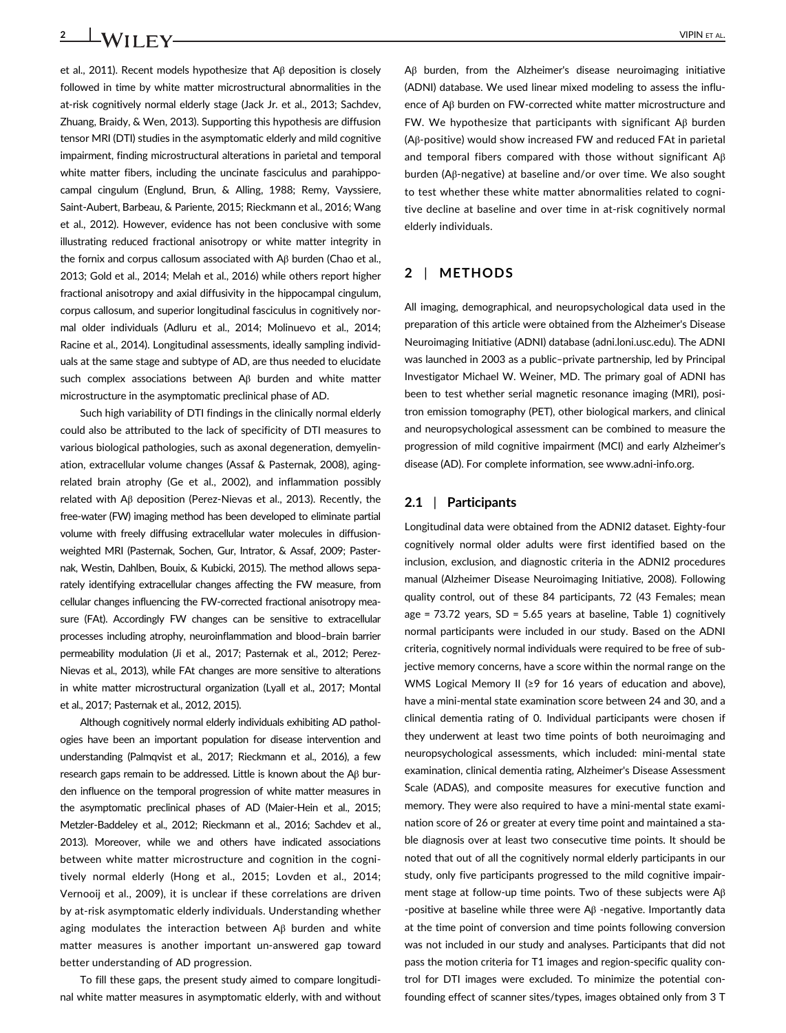et al., 2011). Recent models hypothesize that Aβ deposition is closely followed in time by white matter microstructural abnormalities in the at-risk cognitively normal elderly stage (Jack Jr. et al., 2013; Sachdev, Zhuang, Braidy, & Wen, 2013). Supporting this hypothesis are diffusion tensor MRI (DTI) studies in the asymptomatic elderly and mild cognitive impairment, finding microstructural alterations in parietal and temporal white matter fibers, including the uncinate fasciculus and parahippocampal cingulum (Englund, Brun, & Alling, 1988; Remy, Vayssiere, Saint-Aubert, Barbeau, & Pariente, 2015; Rieckmann et al., 2016; Wang et al., 2012). However, evidence has not been conclusive with some illustrating reduced fractional anisotropy or white matter integrity in the fornix and corpus callosum associated with Aβ burden (Chao et al., 2013; Gold et al., 2014; Melah et al., 2016) while others report higher fractional anisotropy and axial diffusivity in the hippocampal cingulum, corpus callosum, and superior longitudinal fasciculus in cognitively normal older individuals (Adluru et al., 2014; Molinuevo et al., 2014; Racine et al., 2014). Longitudinal assessments, ideally sampling individuals at the same stage and subtype of AD, are thus needed to elucidate such complex associations between Aβ burden and white matter microstructure in the asymptomatic preclinical phase of AD.

Such high variability of DTI findings in the clinically normal elderly could also be attributed to the lack of specificity of DTI measures to various biological pathologies, such as axonal degeneration, demyelination, extracellular volume changes (Assaf & Pasternak, 2008), aging-related brain atrophy (Ge et al., 2002), and inflammation possibly related with Aβ deposition (Perez-Nievas et al., 2013). Recently, the free-water (FW) imaging method has been developed to eliminate partial volume with freely diffusing extracellular water molecules in diffusion-weighted MRI (Pasternak, Sochen, Gur, Intrator, & Assaf, 2009; Pasternak, Westin, Dahlben, Bouix, & Kubicki, 2015). The method allows separately identifying extracellular changes affecting the FW measure, from cellular changes influencing the FW-corrected fractional anisotropy measure (FAt). Accordingly FW changes can be sensitive to extracellular processes including atrophy, neuroinflammation and blood–brain barrier permeability modulation (Ji et al., 2017; Pasternak et al., 2012; Perez-Nievas et al., 2013), while FAt changes are more sensitive to alterations in white matter microstructural organization (Lyall et al., 2017; Montal et al., 2017; Pasternak et al., 2012, 2015).

Although cognitively normal elderly individuals exhibiting AD pathologies have been an important population for disease intervention and understanding (Palmqvist et al., 2017; Rieckmann et al., 2016), a few research gaps remain to be addressed. Little is known about the Aβ burden influence on the temporal progression of white matter measures in the asymptomatic preclinical phases of AD (Maier-Hein et al., 2015; Metzler-Baddeley et al., 2012; Rieckmann et al., 2016; Sachdev et al., 2013). Moreover, while we and others have indicated associations between white matter microstructure and cognition in the cognitively normal elderly (Hong et al., 2015; Lovden et al., 2014; Vernooij et al., 2009), it is unclear if these correlations are driven by at-risk asymptomatic elderly individuals. Understanding whether aging modulates the interaction between Aβ burden and white matter measures is another important un-answered gap toward better understanding of AD progression.

To fill these gaps, the present study aimed to compare longitudinal white matter measures in asymptomatic elderly, with and without Aβ burden, from the Alzheimer's disease neuroimaging initiative (ADNI) database. We used linear mixed modeling to assess the influence of Aβ burden on FW-corrected white matter microstructure and FW. We hypothesize that participants with significant Aβ burden (Aβ-positive) would show increased FW and reduced FAt in parietal and temporal fibers compared with those without significant Aβ burden (Aβ-negative) at baseline and/or over time. We also sought to test whether these white matter abnormalities related to cognitive decline at baseline and over time in at-risk cognitively normal elderly individuals.

## 2 | METHODS

All imaging, demographical, and neuropsychological data used in the preparation of this article were obtained from the Alzheimer's Disease Neuroimaging Initiative (ADNI) database (adni.loni.usc.edu). The ADNI was launched in 2003 as a public–private partnership, led by Principal Investigator Michael W. Weiner, MD. The primary goal of ADNI has been to test whether serial magnetic resonance imaging (MRI), positron emission tomography (PET), other biological markers, and clinical and neuropsychological assessment can be combined to measure the progression of mild cognitive impairment (MCI) and early Alzheimer's disease (AD). For complete information, see www.adni-info.org.

### 2.1 | Participants

Longitudinal data were obtained from the ADNI2 dataset. Eighty-four cognitively normal older adults were first identified based on the inclusion, exclusion, and diagnostic criteria in the ADNI2 procedures manual (Alzheimer Disease Neuroimaging Initiative, 2008). Following quality control, out of these 84 participants, 72 (43 Females; mean age = 73.72 years, SD = 5.65 years at baseline, Table 1) cognitively normal participants were included in our study. Based on the ADNI criteria, cognitively normal individuals were required to be free of subjective memory concerns, have a score within the normal range on the WMS Logical Memory II (≥9 for 16 years of education and above), have a mini-mental state examination score between 24 and 30, and a clinical dementia rating of 0. Individual participants were chosen if they underwent at least two time points of both neuroimaging and neuropsychological assessments, which included: mini-mental state examination, clinical dementia rating, Alzheimer's Disease Assessment Scale (ADAS), and composite measures for executive function and memory. They were also required to have a mini-mental state examination score of 26 or greater at every time point and maintained a stable diagnosis over at least two consecutive time points. It should be noted that out of all the cognitively normal elderly participants in our study, only five participants progressed to the mild cognitive impairment stage at follow-up time points. Two of these subjects were Aβ-positive at baseline while three were Aβ-negative. Importantly data at the time point of conversion and time points following conversion was not included in our study and analyses. Participants that did not pass the motion criteria for T1 images and region-specific quality control for DTI images were excluded. To minimize the potential confounding effect of scanner sites/types, images obtained only from 3 T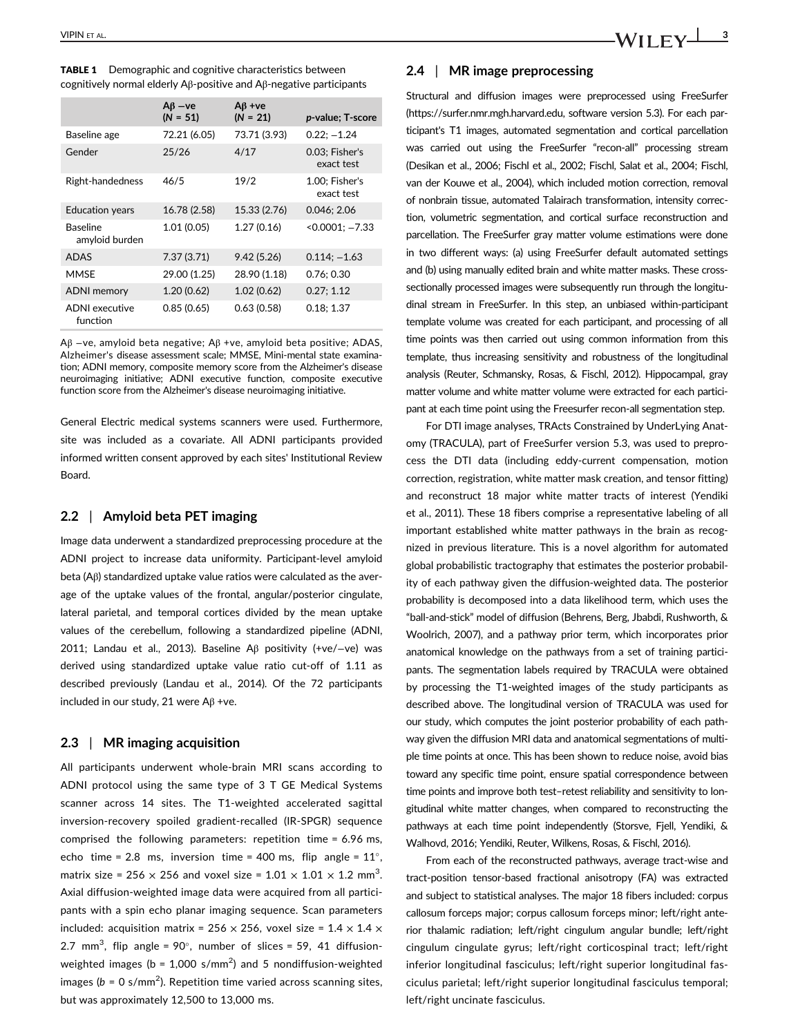**TABLE 1** Demographic and cognitive characteristics between cognitively normal elderly Aβ-positive and Aβ-negative participants

| | Aβ −ve (N = 51) | Aβ +ve (N = 21) | *p*-value; T-score |
|---|---|---|---|
| Baseline age | 72.21 (6.05) | 73.71 (3.93) | 0.22; −1.24 |
| Gender | 25/26 | 4/17 | 0.03; Fisher's exact test |
| Right-handedness | 46/5 | 19/2 | 1.00; Fisher's exact test |
| Education years | 16.78 (2.58) | 15.33 (2.76) | 0.046; 2.06 |
| Baseline amyloid burden | 1.01 (0.05) | 1.27 (0.16) | <0.0001; −7.33 |
| ADAS | 7.37 (3.71) | 9.42 (5.26) | 0.114; −1.63 |
| MMSE | 29.00 (1.25) | 28.90 (1.18) | 0.76; 0.30 |
| ADNI memory | 1.20 (0.62) | 1.02 (0.62) | 0.27; 1.12 |
| ADNI executive function | 0.85 (0.65) | 0.63 (0.58) | 0.18; 1.37 |

Aβ −ve, amyloid beta negative; Aβ +ve, amyloid beta positive; ADAS, Alzheimer's disease assessment scale; MMSE, Mini-mental state examination; ADNI memory, composite memory score from the Alzheimer's disease neuroimaging initiative; ADNI executive function, composite executive function score from the Alzheimer's disease neuroimaging initiative.

General Electric medical systems scanners were used. Furthermore, site was included as a covariate. All ADNI participants provided informed written consent approved by each sites' Institutional Review Board.

## 2.2 | Amyloid beta PET imaging

Image data underwent a standardized preprocessing procedure at the ADNI project to increase data uniformity. Participant-level amyloid beta (Aβ) standardized uptake value ratios were calculated as the average of the uptake values of the frontal, angular/posterior cingulate, lateral parietal, and temporal cortices divided by the mean uptake values of the cerebellum, following a standardized pipeline (ADNI, 2011; Landau et al., 2013). Baseline Aβ positivity (+ve/−ve) was derived using standardized uptake value ratio cut-off of 1.11 as described previously (Landau et al., 2014). Of the 72 participants included in our study, 21 were Aβ +ve.

## 2.3 | MR imaging acquisition

All participants underwent whole-brain MRI scans according to ADNI protocol using the same type of 3 T GE Medical Systems scanner across 14 sites. The T1-weighted accelerated sagittal inversion-recovery spoiled gradient-recalled (IR-SPGR) sequence comprised the following parameters: repetition time = 6.96 ms, echo time = 2.8 ms, inversion time = 400 ms, flip angle = 11°, matrix size = 256 × 256 and voxel size = 1.01 × 1.01 × 1.2 mm$^3$. Axial diffusion-weighted image data were acquired from all participants with a spin echo planar imaging sequence. Scan parameters included: acquisition matrix = 256 × 256, voxel size = 1.4 × 1.4 × 2.7 mm$^3$, flip angle = 90°, number of slices = 59, 41 diffusion-weighted images (b = 1,000 s/mm$^2$) and 5 nondiffusion-weighted images (*b* = 0 s/mm$^2$). Repetition time varied across scanning sites, but was approximately 12,500 to 13,000 ms.

## 2.4 | MR image preprocessing

Structural and diffusion images were preprocessed using FreeSurfer (https://surfer.nmr.mgh.harvard.edu, software version 5.3). For each participant's T1 images, automated segmentation and cortical parcellation was carried out using the FreeSurfer "recon-all" processing stream (Desikan et al., 2006; Fischl et al., 2002; Fischl, Salat et al., 2004; Fischl, van der Kouwe et al., 2004), which included motion correction, removal of nonbrain tissue, automated Talairach transformation, intensity correction, volumetric segmentation, and cortical surface reconstruction and parcellation. The FreeSurfer gray matter volume estimations were done in two different ways: (a) using FreeSurfer default automated settings and (b) using manually edited brain and white matter masks. These cross-sectionally processed images were subsequently run through the longitudinal stream in FreeSurfer. In this step, an unbiased within-participant template volume was created for each participant, and processing of all time points was then carried out using common information from this template, thus increasing sensitivity and robustness of the longitudinal analysis (Reuter, Schmansky, Rosas, & Fischl, 2012). Hippocampal, gray matter volume and white matter volume were extracted for each participant at each time point using the Freesurfer recon-all segmentation step.

For DTI image analyses, TRActs Constrained by UnderLying Anatomy (TRACULA), part of FreeSurfer version 5.3, was used to preprocess the DTI data (including eddy-current compensation, motion correction, registration, white matter mask creation, and tensor fitting) and reconstruct 18 major white matter tracts of interest (Yendiki et al., 2011). These 18 fibers comprise a representative labeling of all important established white matter pathways in the brain as recognized in previous literature. This is a novel algorithm for automated global probabilistic tractography that estimates the posterior probability of each pathway given the diffusion-weighted data. The posterior probability is decomposed into a data likelihood term, which uses the "ball-and-stick" model of diffusion (Behrens, Berg, Jbabdi, Rushworth, & Woolrich, 2007), and a pathway prior term, which incorporates prior anatomical knowledge on the pathways from a set of training participants. The segmentation labels required by TRACULA were obtained by processing the T1-weighted images of the study participants as described above. The longitudinal version of TRACULA was used for our study, which computes the joint posterior probability of each pathway given the diffusion MRI data and anatomical segmentations of multiple time points at once. This has been shown to reduce noise, avoid bias toward any specific time point, ensure spatial correspondence between time points and improve both test–retest reliability and sensitivity to longitudinal white matter changes, when compared to reconstructing the pathways at each time point independently (Storsve, Fjell, Yendiki, & Walhovd, 2016; Yendiki, Reuter, Wilkens, Rosas, & Fischl, 2016).

From each of the reconstructed pathways, average tract-wise and tract-position tensor-based fractional anisotropy (FA) was extracted and subject to statistical analyses. The major 18 fibers included: corpus callosum forceps major; corpus callosum forceps minor; left/right anterior thalamic radiation; left/right cingulum angular bundle; left/right cingulum cingulate gyrus; left/right corticospinal tract; left/right inferior longitudinal fasciculus; left/right superior longitudinal fasciculus parietal; left/right superior longitudinal fasciculus temporal; left/right uncinate fasciculus.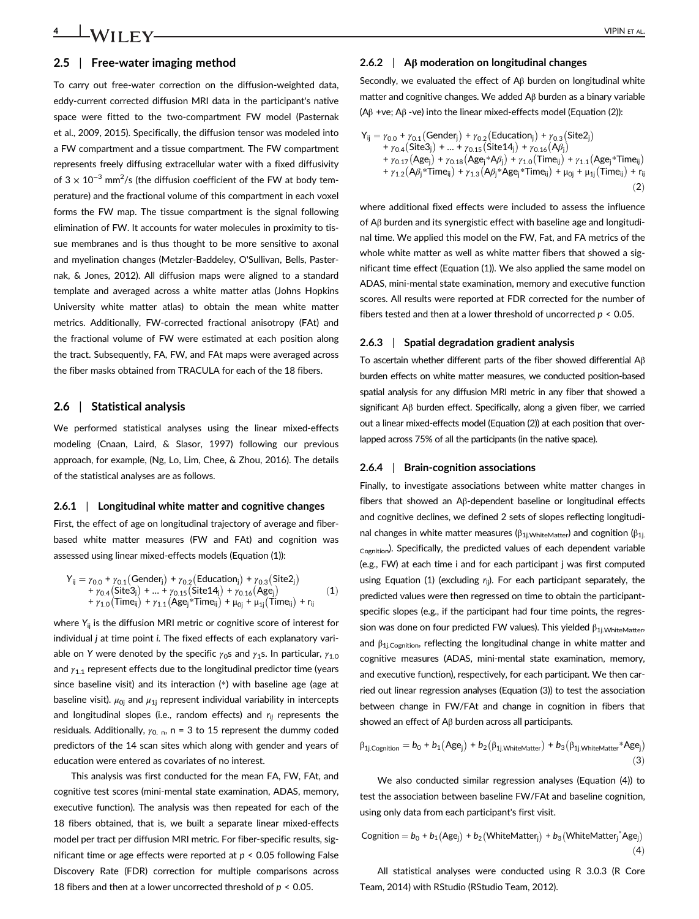## 2.5 | Free-water imaging method

To carry out free-water correction on the diffusion-weighted data, eddy-current corrected diffusion MRI data in the participant's native space were fitted to the two-compartment FW model (Pasternak et al., 2009, 2015). Specifically, the diffusion tensor was modeled into a FW compartment and a tissue compartment. The FW compartment represents freely diffusing extracellular water with a fixed diffusivity of $3 \times 10^{-3}$ mm$^2$/s (the diffusion coefficient of the FW at body temperature) and the fractional volume of this compartment in each voxel forms the FW map. The tissue compartment is the signal following elimination of FW. It accounts for water molecules in proximity to tissue membranes and is thus thought to be more sensitive to axonal and myelination changes (Metzler-Baddeley, O'Sullivan, Bells, Pasternak, & Jones, 2012). All diffusion maps were aligned to a standard template and averaged across a white matter atlas (Johns Hopkins University white matter atlas) to obtain the mean white matter metrics. Additionally, FW-corrected fractional anisotropy (FAt) and the fractional volume of FW were estimated at each position along the tract. Subsequently, FA, FW, and FAt maps were averaged across the fiber masks obtained from TRACULA for each of the 18 fibers.

## 2.6 | Statistical analysis

We performed statistical analyses using the linear mixed-effects modeling (Cnaan, Laird, & Slasor, 1997) following our previous approach, for example, (Ng, Lo, Lim, Chee, & Zhou, 2016). The details of the statistical analyses are as follows.

### 2.6.1 | Longitudinal white matter and cognitive changes

First, the effect of age on longitudinal trajectory of average and fiber-based white matter measures (FW and FAt) and cognition was assessed using linear mixed-effects models (Equation (1)):

$$
\begin{aligned}
Y_{ij} = {} & \gamma_{0.0} + \gamma_{0.1}(\text{Gender}_j) + \gamma_{0.2}(\text{Education}_j) + \gamma_{0.3}(\text{Site2}_j) \\
& + \gamma_{0.4}(\text{Site3}_j) + \ldots + \gamma_{0.15}(\text{Site14}_j) + \gamma_{0.16}(\text{Age}_j) \\
& + \gamma_{1.0}(\text{Time}_{ij}) + \gamma_{1.1}(\text{Age}_j{*}\text{Time}_{ij}) + \mu_{0j} + \mu_{1j}(\text{Time}_{ij}) + r_{ij}
\end{aligned} \quad (1)
$$

where $Y_{ij}$ is the diffusion MRI metric or cognitive score of interest for individual $j$ at time point $i$. The fixed effects of each explanatory variable on $Y$ were denoted by the specific $\gamma_0$s and $\gamma_1$s. In particular, $\gamma_{1.0}$ and $\gamma_{1.1}$ represent effects due to the longitudinal predictor time (years since baseline visit) and its interaction (*) with baseline age (age at baseline visit). $\mu_{0j}$ and $\mu_{1j}$ represent individual variability in intercepts and longitudinal slopes (i.e., random effects) and $r_{ij}$ represents the residuals. Additionally, $\gamma_{0.\ n}$, n = 3 to 15 represent the dummy coded predictors of the 14 scan sites which along with gender and years of education were entered as covariates of no interest.

This analysis was first conducted for the mean FA, FW, FAt, and cognitive test scores (mini-mental state examination, ADAS, memory, executive function). The analysis was then repeated for each of the 18 fibers obtained, that is, we built a separate linear mixed-effects model per tract per diffusion MRI metric. For fiber-specific results, significant time or age effects were reported at $p < 0.05$ following False Discovery Rate (FDR) correction for multiple comparisons across 18 fibers and then at a lower uncorrected threshold of $p < 0.05$.

### 2.6.2 | Aβ moderation on longitudinal changes

Secondly, we evaluated the effect of Aβ burden on longitudinal white matter and cognitive changes. We added Aβ burden as a binary variable (Aβ +ve; Aβ -ve) into the linear mixed-effects model (Equation (2)):

$$
\begin{aligned}
Y_{ij} = {} & \gamma_{0.0} + \gamma_{0.1}(\text{Gender}_j) + \gamma_{0.2}(\text{Education}_j) + \gamma_{0.3}(\text{Site2}_j) \\
& + \gamma_{0.4}(\text{Site3}_j) + \ldots + \gamma_{0.15}(\text{Site14}_j) + \gamma_{0.16}(A\beta_j) \\
& + \gamma_{0.17}(\text{Age}_j) + \gamma_{0.18}(\text{Age}_j{*}A\beta_j) + \gamma_{1.0}(\text{Time}_{ij}) + \gamma_{1.1}(\text{Age}_j{*}\text{Time}_{ij}) \\
& + \gamma_{1.2}(A\beta_j{*}\text{Time}_{ij}) + \gamma_{1.3}(A\beta_j{*}\text{Age}_j{*}\text{Time}_{ij}) + \mu_{0j} + \mu_{1j}(\text{Time}_{ij}) + r_{ij}
\end{aligned} \quad (2)
$$

where additional fixed effects were included to assess the influence of Aβ burden and its synergistic effect with baseline age and longitudinal time. We applied this model on the FW, Fat, and FA metrics of the whole white matter as well as white matter fibers that showed a significant time effect (Equation (1)). We also applied the same model on ADAS, mini-mental state examination, memory and executive function scores. All results were reported at FDR corrected for the number of fibers tested and then at a lower threshold of uncorrected $p < 0.05$.

### 2.6.3 | Spatial degradation gradient analysis

To ascertain whether different parts of the fiber showed differential Aβ burden effects on white matter measures, we conducted position-based spatial analysis for any diffusion MRI metric in any fiber that showed a significant Aβ burden effect. Specifically, along a given fiber, we carried out a linear mixed-effects model (Equation (2)) at each position that overlapped across 75% of all the participants (in the native space).

### 2.6.4 | Brain-cognition associations

Finally, to investigate associations between white matter changes in fibers that showed an Aβ-dependent baseline or longitudinal effects and cognitive declines, we defined 2 sets of slopes reflecting longitudinal changes in white matter measures ($\beta_{1j.\text{WhiteMatter}}$) and cognition ($\beta_{1j.\text{Cognition}}$). Specifically, the predicted values of each dependent variable (e.g., FW) at each time i and for each participant j was first computed using Equation (1) (excluding $r_{ij}$). For each participant separately, the predicted values were then regressed on time to obtain the participant-specific slopes (e.g., if the participant had four time points, the regression was done on four predicted FW values). This yielded $\beta_{1j.\text{WhiteMatter}}$, and $\beta_{1j.\text{Cognition}}$, reflecting the longitudinal change in white matter and cognitive measures (ADAS, mini-mental state examination, memory, and executive function), respectively, for each participant. We then carried out linear regression analyses (Equation (3)) to test the association between change in FW/FAt and change in cognition in fibers that showed an effect of Aβ burden across all participants.

$$
\beta_{1j.\text{Cognition}} = b_0 + b_1(\text{Age}_j) + b_2(\beta_{1j.\text{WhiteMatter}}) + b_3(\beta_{1j.\text{WhiteMatter}}{*}\text{Age}_j) \quad (3)
$$

We also conducted similar regression analyses (Equation (4)) to test the association between baseline FW/FAt and baseline cognition, using only data from each participant's first visit.

$$
\text{Cognition} = b_0 + b_1(\text{Age}_j) + b_2(\text{WhiteMatter}_j) + b_3(\text{WhiteMatter}_j{}^{*}\text{Age}_j) \quad (4)
$$

All statistical analyses were conducted using R 3.0.3 (R Core Team, 2014) with RStudio (RStudio Team, 2012).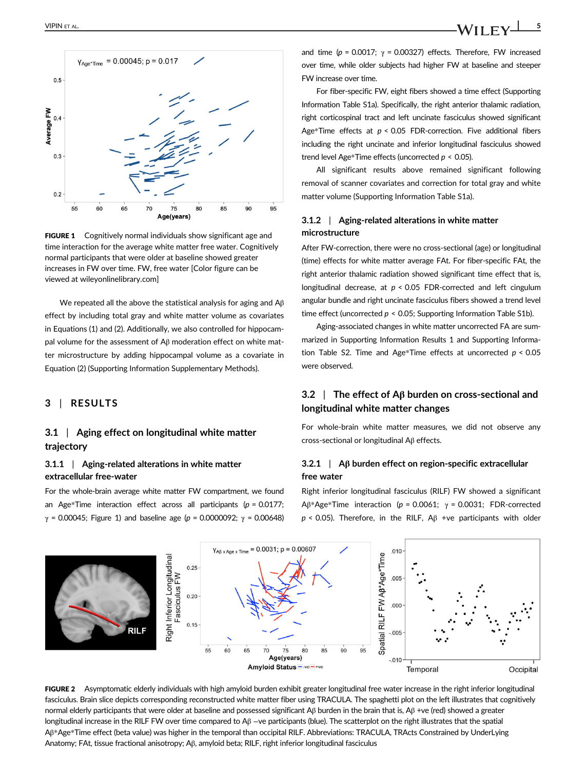FIGURE 1 Cognitively normal individuals show significant age and time interaction for the average white matter free water. Cognitively normal participants that were older at baseline showed greater increases in FW over time. FW, free water [Color figure can be viewed at wileyonlinelibrary.com]

We repeated all the above the statistical analysis for aging and Aβ effect by including total gray and white matter volume as covariates in Equations (1) and (2). Additionally, we also controlled for hippocampal volume for the assessment of Aβ moderation effect on white matter microstructure by adding hippocampal volume as a covariate in Equation (2) (Supporting Information Supplementary Methods).

## 3 | RESULTS

### 3.1 | Aging effect on longitudinal white matter trajectory

#### 3.1.1 | Aging-related alterations in white matter extracellular free-water

For the whole-brain average white matter FW compartment, we found an Age*Time interaction effect across all participants ($p$ = 0.0177; $\gamma$ = 0.00045; Figure 1) and baseline age ($p$ = 0.0000092; $\gamma$ = 0.00648) and time ($p$ = 0.0017; $\gamma$ = 0.00327) effects. Therefore, FW increased over time, while older subjects had higher FW at baseline and steeper FW increase over time.

For fiber-specific FW, eight fibers showed a time effect (Supporting Information Table S1a). Specifically, the right anterior thalamic radiation, right corticospinal tract and left uncinate fasciculus showed significant Age*Time effects at $p < 0.05$ FDR-correction. Five additional fibers including the right uncinate and inferior longitudinal fasciculus showed trend level Age*Time effects (uncorrected $p < 0.05$).

All significant results above remained significant following removal of scanner covariates and correction for total gray and white matter volume (Supporting Information Table S1a).

#### 3.1.2 | Aging-related alterations in white matter microstructure

After FW-correction, there were no cross-sectional (age) or longitudinal (time) effects for white matter average FAt. For fiber-specific FAt, the right anterior thalamic radiation showed significant time effect that is, longitudinal decrease, at $p < 0.05$ FDR-corrected and left cingulum angular bundle and right uncinate fasciculus fibers showed a trend level time effect (uncorrected $p < 0.05$; Supporting Information Table S1b).

Aging-associated changes in white matter uncorrected FA are summarized in Supporting Information Results 1 and Supporting Information Table S2. Time and Age*Time effects at uncorrected $p < 0.05$ were observed.

### 3.2 | The effect of Aβ burden on cross-sectional and longitudinal white matter changes

For whole-brain white matter measures, we did not observe any cross-sectional or longitudinal Aβ effects.

#### 3.2.1 | Aβ burden effect on region-specific extracellular free water

Right inferior longitudinal fasciculus (RILF) FW showed a significant Aβ*Age*Time interaction ($p$ = 0.0061; $\gamma$ = 0.0031; FDR-corrected $p < 0.05$). Therefore, in the RILF, Aβ +ve participants with older

FIGURE 2 Asymptomatic elderly individuals with high amyloid burden exhibit greater longitudinal free water increase in the right inferior longitudinal fasciculus. Brain slice depicts corresponding reconstructed white matter fiber using TRACULA. The spaghetti plot on the left illustrates that cognitively normal elderly participants that were older at baseline and possessed significant Aβ burden in the brain that is, Aβ +ve (red) showed a greater longitudinal increase in the RILF FW over time compared to Aβ −ve participants (blue). The scatterplot on the right illustrates that the spatial Aβ*Age*Time effect (beta value) was higher in the temporal than occipital RILF. Abbreviations: TRACULA, TRActs Constrained by UnderLying Anatomy; FAt, tissue fractional anisotropy; Aβ, amyloid beta; RILF, right inferior longitudinal fasciculus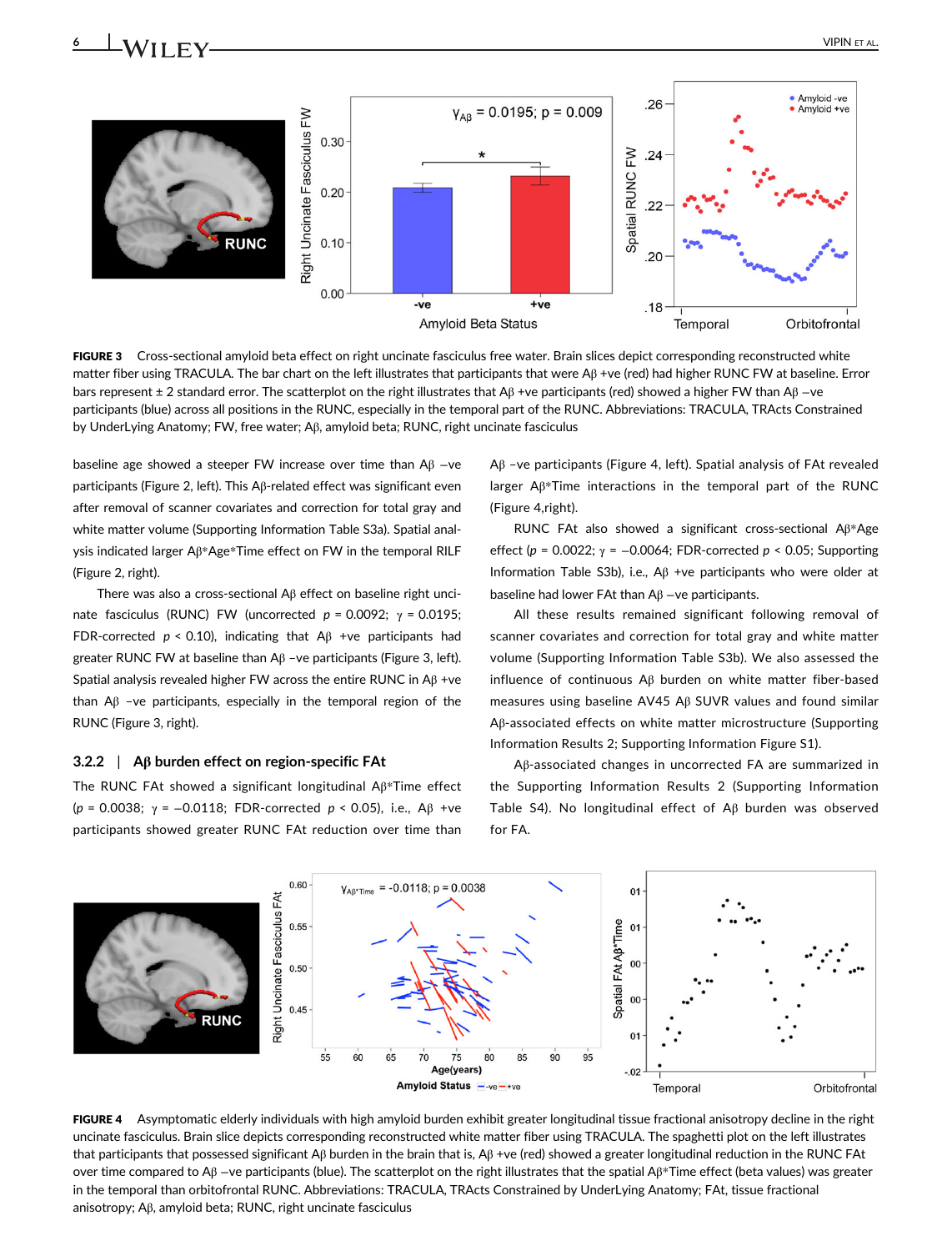**FIGURE 3** Cross-sectional amyloid beta effect on right uncinate fasciculus free water. Brain slices depict corresponding reconstructed white matter fiber using TRACULA. The bar chart on the left illustrates that participants that were Aβ +ve (red) had higher RUNC FW at baseline. Error bars represent ± 2 standard error. The scatterplot on the right illustrates that Aβ +ve participants (red) showed a higher FW than Aβ –ve participants (blue) across all positions in the RUNC, especially in the temporal part of the RUNC. Abbreviations: TRACULA, TRActs Constrained by UnderLying Anatomy; FW, free water; Aβ, amyloid beta; RUNC, right uncinate fasciculus

baseline age showed a steeper FW increase over time than Aβ –ve participants (Figure 2, left). This Aβ-related effect was significant even after removal of scanner covariates and correction for total gray and white matter volume (Supporting Information Table S3a). Spatial analysis indicated larger Aβ*Age*Time effect on FW in the temporal RILF (Figure 2, right).

There was also a cross-sectional Aβ effect on baseline right uncinate fasciculus (RUNC) FW (uncorrected $p = 0.0092$; $\gamma = 0.0195$; FDR-corrected $p < 0.10$), indicating that Aβ +ve participants had greater RUNC FW at baseline than Aβ –ve participants (Figure 3, left). Spatial analysis revealed higher FW across the entire RUNC in Aβ +ve than Aβ –ve participants, especially in the temporal region of the RUNC (Figure 3, right).

### 3.2.2 | Aβ burden effect on region-specific FAt

The RUNC FAt showed a significant longitudinal Aβ*Time effect ($p = 0.0038$; $\gamma = -0.0118$; FDR-corrected $p < 0.05$), i.e., Aβ +ve participants showed greater RUNC FAt reduction over time than Aβ –ve participants (Figure 4, left). Spatial analysis of FAt revealed larger Aβ*Time interactions in the temporal part of the RUNC (Figure 4,right).

RUNC FAt also showed a significant cross-sectional Aβ*Age effect ($p = 0.0022$; $\gamma = -0.0064$; FDR-corrected $p < 0.05$; Supporting Information Table S3b), i.e., Aβ +ve participants who were older at baseline had lower FAt than Aβ –ve participants.

All these results remained significant following removal of scanner covariates and correction for total gray and white matter volume (Supporting Information Table S3b). We also assessed the influence of continuous Aβ burden on white matter fiber-based measures using baseline AV45 Aβ SUVR values and found similar Aβ-associated effects on white matter microstructure (Supporting Information Results 2; Supporting Information Figure S1).

Aβ-associated changes in uncorrected FA are summarized in the Supporting Information Results 2 (Supporting Information Table S4). No longitudinal effect of Aβ burden was observed for FA.

**FIGURE 4** Asymptomatic elderly individuals with high amyloid burden exhibit greater longitudinal tissue fractional anisotropy decline in the right uncinate fasciculus. Brain slice depicts corresponding reconstructed white matter fiber using TRACULA. The spaghetti plot on the left illustrates that participants that possessed significant Aβ burden in the brain that is, Aβ +ve (red) showed a greater longitudinal reduction in the RUNC FAt over time compared to Aβ –ve participants (blue). The scatterplot on the right illustrates that the spatial Aβ*Time effect (beta values) was greater in the temporal than orbitofrontal RUNC. Abbreviations: TRACULA, TRActs Constrained by UnderLying Anatomy; FAt, tissue fractional anisotropy; Aβ, amyloid beta; RUNC, right uncinate fasciculus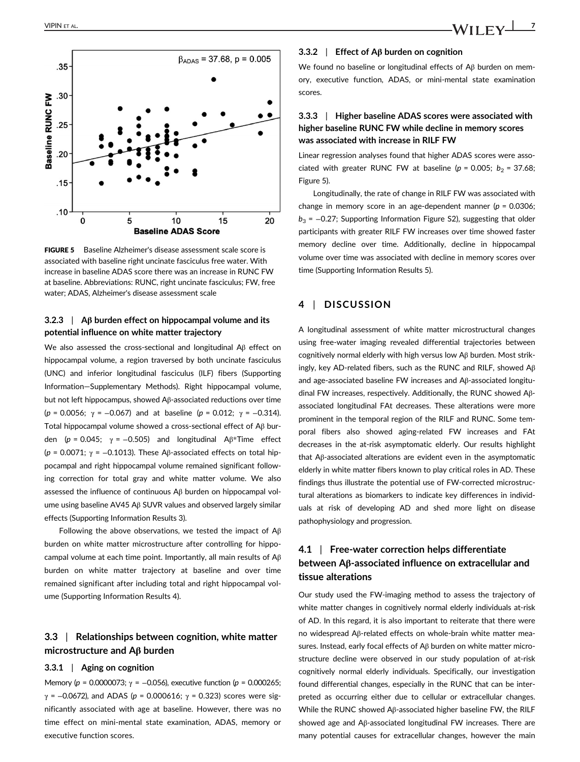FIGURE 5 Baseline Alzheimer's disease assessment scale score is associated with baseline right uncinate fasciculus free water. With increase in baseline ADAS score there was an increase in RUNC FW at baseline. Abbreviations: RUNC, right uncinate fasciculus; FW, free water; ADAS, Alzheimer's disease assessment scale

### 3.2.3 | Aβ burden effect on hippocampal volume and its potential influence on white matter trajectory

We also assessed the cross-sectional and longitudinal Aβ effect on hippocampal volume, a region traversed by both uncinate fasciculus (UNC) and inferior longitudinal fasciculus (ILF) fibers (Supporting Information—Supplementary Methods). Right hippocampal volume, but not left hippocampus, showed Aβ-associated reductions over time ($p$ = 0.0056; $\gamma$ = −0.067) and at baseline ($p$ = 0.012; $\gamma$ = −0.314). Total hippocampal volume showed a cross-sectional effect of Aβ burden ($p$ = 0.045; $\gamma$ = −0.505) and longitudinal Aβ*Time effect ($p$ = 0.0071; $\gamma$ = −0.1013). These Aβ-associated effects on total hippocampal and right hippocampal volume remained significant following correction for total gray and white matter volume. We also assessed the influence of continuous Aβ burden on hippocampal volume using baseline AV45 Aβ SUVR values and observed largely similar effects (Supporting Information Results 3).

Following the above observations, we tested the impact of Aβ burden on white matter microstructure after controlling for hippocampal volume at each time point. Importantly, all main results of Aβ burden on white matter trajectory at baseline and over time remained significant after including total and right hippocampal volume (Supporting Information Results 4).

## 3.3 | Relationships between cognition, white matter microstructure and Aβ burden

### 3.3.1 | Aging on cognition

Memory ($p$ = 0.0000073; $\gamma$ = −0.056), executive function ($p$ = 0.000265; $\gamma$ = −0.0672), and ADAS ($p$ = 0.000616; $\gamma$ = 0.323) scores were significantly associated with age at baseline. However, there was no time effect on mini-mental state examination, ADAS, memory or executive function scores.

### 3.3.2 | Effect of Aβ burden on cognition

We found no baseline or longitudinal effects of Aβ burden on memory, executive function, ADAS, or mini-mental state examination scores.

### 3.3.3 | Higher baseline ADAS scores were associated with higher baseline RUNC FW while decline in memory scores was associated with increase in RILF FW

Linear regression analyses found that higher ADAS scores were associated with greater RUNC FW at baseline ($p$ = 0.005; $b_2$ = 37.68; Figure 5).

Longitudinally, the rate of change in RILF FW was associated with change in memory score in an age-dependent manner ($p$ = 0.0306; $b_3$ = −0.27; Supporting Information Figure S2), suggesting that older participants with greater RILF FW increases over time showed faster memory decline over time. Additionally, decline in hippocampal volume over time was associated with decline in memory scores over time (Supporting Information Results 5).

# 4 | DISCUSSION

A longitudinal assessment of white matter microstructural changes using free-water imaging revealed differential trajectories between cognitively normal elderly with high versus low Aβ burden. Most strikingly, key AD-related fibers, such as the RUNC and RILF, showed Aβ and age-associated baseline FW increases and Aβ-associated longitudinal FW increases, respectively. Additionally, the RUNC showed Aβ-associated longitudinal FAt decreases. These alterations were more prominent in the temporal region of the RILF and RUNC. Some temporal fibers also showed aging-related FW increases and FAt decreases in the at-risk asymptomatic elderly. Our results highlight that Aβ-associated alterations are evident even in the asymptomatic elderly in white matter fibers known to play critical roles in AD. These findings thus illustrate the potential use of FW-corrected microstructural alterations as biomarkers to indicate key differences in individuals at risk of developing AD and shed more light on disease pathophysiology and progression.

## 4.1 | Free-water correction helps differentiate between Aβ-associated influence on extracellular and tissue alterations

Our study used the FW-imaging method to assess the trajectory of white matter changes in cognitively normal elderly individuals at-risk of AD. In this regard, it is also important to reiterate that there were no widespread Aβ-related effects on whole-brain white matter measures. Instead, early focal effects of Aβ burden on white matter microstructure decline were observed in our study population of at-risk cognitively normal elderly individuals. Specifically, our investigation found differential changes, especially in the RUNC that can be interpreted as occurring either due to cellular or extracellular changes. While the RUNC showed Aβ-associated higher baseline FW, the RILF showed age and Aβ-associated longitudinal FW increases. There are many potential causes for extracellular changes, however the main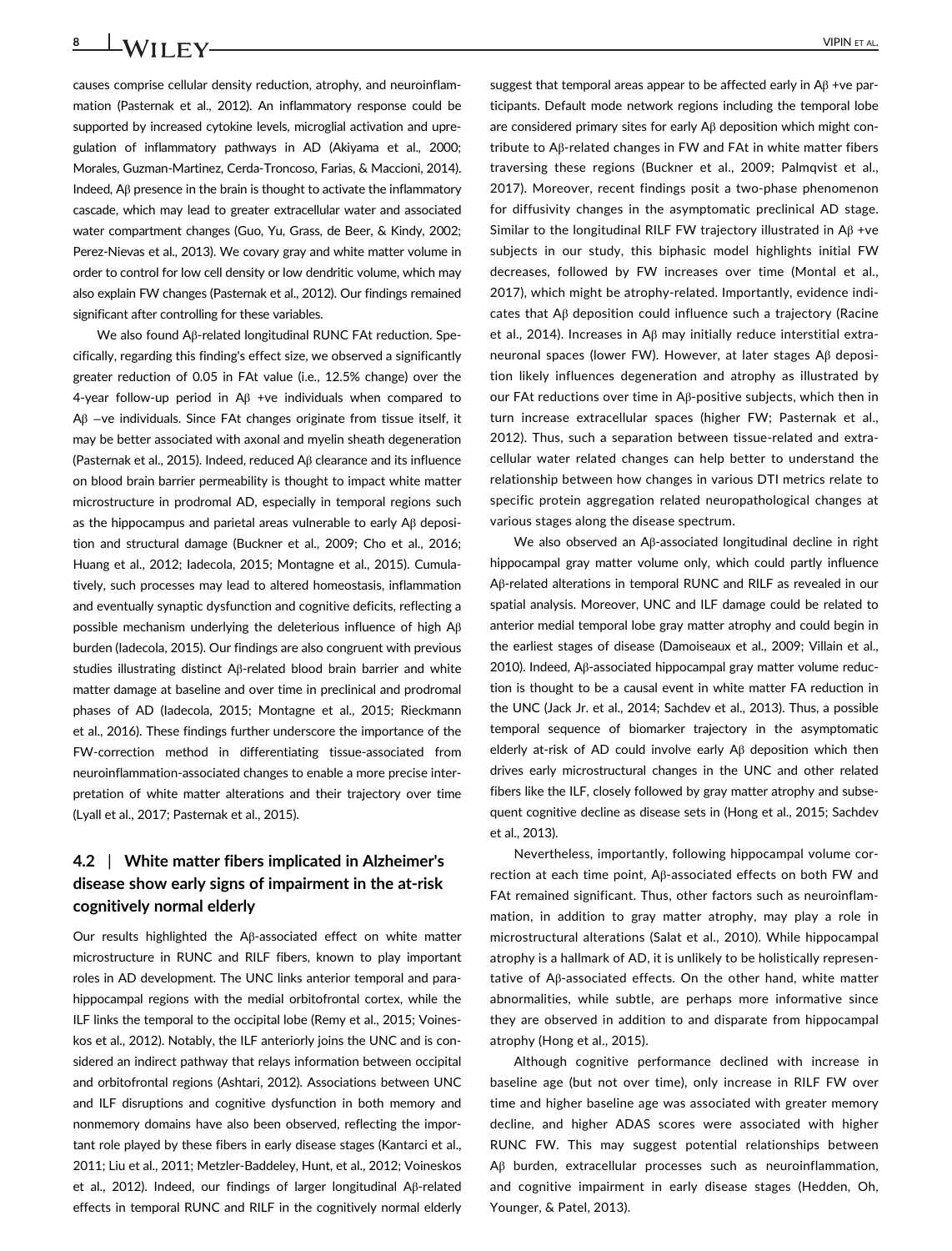causes comprise cellular density reduction, atrophy, and neuroinflammation (Pasternak et al., 2012). An inflammatory response could be supported by increased cytokine levels, microglial activation and upregulation of inflammatory pathways in AD (Akiyama et al., 2000; Morales, Guzman-Martinez, Cerda-Troncoso, Farias, & Maccioni, 2014). Indeed, Aβ presence in the brain is thought to activate the inflammatory cascade, which may lead to greater extracellular water and associated water compartment changes (Guo, Yu, Grass, de Beer, & Kindy, 2002; Perez-Nievas et al., 2013). We covary gray and white matter volume in order to control for low cell density or low dendritic volume, which may also explain FW changes (Pasternak et al., 2012). Our findings remained significant after controlling for these variables.

We also found Aβ-related longitudinal RUNC FAt reduction. Specifically, regarding this finding's effect size, we observed a significantly greater reduction of 0.05 in FAt value (i.e., 12.5% change) over the 4-year follow-up period in Aβ +ve individuals when compared to Aβ −ve individuals. Since FAt changes originate from tissue itself, it may be better associated with axonal and myelin sheath degeneration (Pasternak et al., 2015). Indeed, reduced Aβ clearance and its influence on blood brain barrier permeability is thought to impact white matter microstructure in prodromal AD, especially in temporal regions such as the hippocampus and parietal areas vulnerable to early Aβ deposition and structural damage (Buckner et al., 2009; Cho et al., 2016; Huang et al., 2012; Iadecola, 2015; Montagne et al., 2015). Cumulatively, such processes may lead to altered homeostasis, inflammation and eventually synaptic dysfunction and cognitive deficits, reflecting a possible mechanism underlying the deleterious influence of high Aβ burden (Iadecola, 2015). Our findings are also congruent with previous studies illustrating distinct Aβ-related blood brain barrier and white matter damage at baseline and over time in preclinical and prodromal phases of AD (Iadecola, 2015; Montagne et al., 2015; Rieckmann et al., 2016). These findings further underscore the importance of the FW-correction method in differentiating tissue-associated from neuroinflammation-associated changes to enable a more precise interpretation of white matter alterations and their trajectory over time (Lyall et al., 2017; Pasternak et al., 2015).

## 4.2 | White matter fibers implicated in Alzheimer's disease show early signs of impairment in the at-risk cognitively normal elderly

Our results highlighted the Aβ-associated effect on white matter microstructure in RUNC and RILF fibers, known to play important roles in AD development. The UNC links anterior temporal and parahippocampal regions with the medial orbitofrontal cortex, while the ILF links the temporal to the occipital lobe (Remy et al., 2015; Voineskos et al., 2012). Notably, the ILF anteriorly joins the UNC and is considered an indirect pathway that relays information between occipital and orbitofrontal regions (Ashtari, 2012). Associations between UNC and ILF disruptions and cognitive dysfunction in both memory and nonmemory domains have also been observed, reflecting the important role played by these fibers in early disease stages (Kantarci et al., 2011; Liu et al., 2011; Metzler-Baddeley, Hunt, et al., 2012; Voineskos et al., 2012). Indeed, our findings of larger longitudinal Aβ-related effects in temporal RUNC and RILF in the cognitively normal elderly suggest that temporal areas appear to be affected early in Aβ +ve participants. Default mode network regions including the temporal lobe are considered primary sites for early Aβ deposition which might contribute to Aβ-related changes in FW and FAt in white matter fibers traversing these regions (Buckner et al., 2009; Palmqvist et al., 2017). Moreover, recent findings posit a two-phase phenomenon for diffusivity changes in the asymptomatic preclinical AD stage. Similar to the longitudinal RILF FW trajectory illustrated in Aβ +ve subjects in our study, this biphasic model highlights initial FW decreases, followed by FW increases over time (Montal et al., 2017), which might be atrophy-related. Importantly, evidence indicates that Aβ deposition could influence such a trajectory (Racine et al., 2014). Increases in Aβ may initially reduce interstitial extraneuronal spaces (lower FW). However, at later stages Aβ deposition likely influences degeneration and atrophy as illustrated by our FAt reductions over time in Aβ-positive subjects, which then in turn increase extracellular spaces (higher FW; Pasternak et al., 2012). Thus, such a separation between tissue-related and extracellular water related changes can help better to understand the relationship between how changes in various DTI metrics relate to specific protein aggregation related neuropathological changes at various stages along the disease spectrum.

We also observed an Aβ-associated longitudinal decline in right hippocampal gray matter volume only, which could partly influence Aβ-related alterations in temporal RUNC and RILF as revealed in our spatial analysis. Moreover, UNC and ILF damage could be related to anterior medial temporal lobe gray matter atrophy and could begin in the earliest stages of disease (Damoiseaux et al., 2009; Villain et al., 2010). Indeed, Aβ-associated hippocampal gray matter volume reduction is thought to be a causal event in white matter FA reduction in the UNC (Jack Jr. et al., 2014; Sachdev et al., 2013). Thus, a possible temporal sequence of biomarker trajectory in the asymptomatic elderly at-risk of AD could involve early Aβ deposition which then drives early microstructural changes in the UNC and other related fibers like the ILF, closely followed by gray matter atrophy and subsequent cognitive decline as disease sets in (Hong et al., 2015; Sachdev et al., 2013).

Nevertheless, importantly, following hippocampal volume correction at each time point, Aβ-associated effects on both FW and FAt remained significant. Thus, other factors such as neuroinflammation, in addition to gray matter atrophy, may play a role in microstructural alterations (Salat et al., 2010). While hippocampal atrophy is a hallmark of AD, it is unlikely to be holistically representative of Aβ-associated effects. On the other hand, white matter abnormalities, while subtle, are perhaps more informative since they are observed in addition to and disparate from hippocampal atrophy (Hong et al., 2015).

Although cognitive performance declined with increase in baseline age (but not over time), only increase in RILF FW over time and higher baseline age was associated with greater memory decline, and higher ADAS scores were associated with higher RUNC FW. This may suggest potential relationships between Aβ burden, extracellular processes such as neuroinflammation, and cognitive impairment in early disease stages (Hedden, Oh, Younger, & Patel, 2013).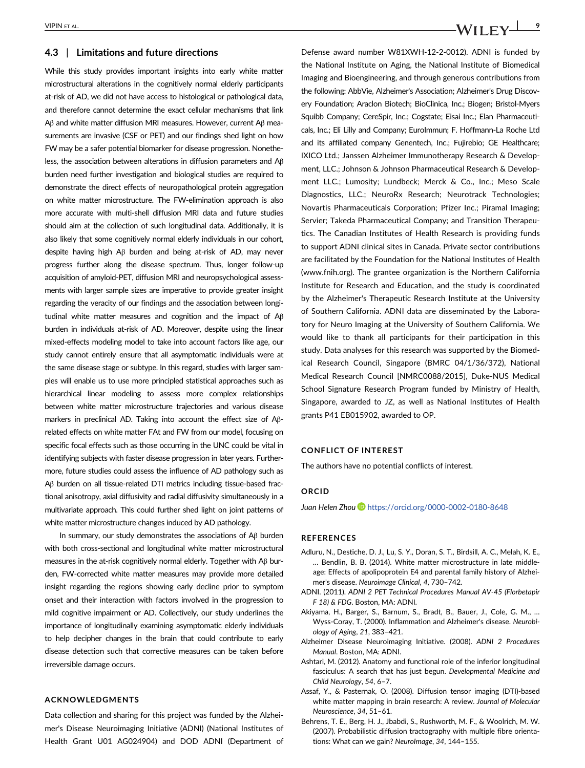## 4.3 | Limitations and future directions

While this study provides important insights into early white matter microstructural alterations in the cognitively normal elderly participants at-risk of AD, we did not have access to histological or pathological data, and therefore cannot determine the exact cellular mechanisms that link Aβ and white matter diffusion MRI measures. However, current Aβ measurements are invasive (CSF or PET) and our findings shed light on how FW may be a safer potential biomarker for disease progression. Nonetheless, the association between alterations in diffusion parameters and Aβ burden need further investigation and biological studies are required to demonstrate the direct effects of neuropathological protein aggregation on white matter microstructure. The FW-elimination approach is also more accurate with multi-shell diffusion MRI data and future studies should aim at the collection of such longitudinal data. Additionally, it is also likely that some cognitively normal elderly individuals in our cohort, despite having high Aβ burden and being at-risk of AD, may never progress further along the disease spectrum. Thus, longer follow-up acquisition of amyloid-PET, diffusion MRI and neuropsychological assessments with larger sample sizes are imperative to provide greater insight regarding the veracity of our findings and the association between longitudinal white matter measures and cognition and the impact of Aβ burden in individuals at-risk of AD. Moreover, despite using the linear mixed-effects modeling model to take into account factors like age, our study cannot entirely ensure that all asymptomatic individuals were at the same disease stage or subtype. In this regard, studies with larger samples will enable us to use more principled statistical approaches such as hierarchical linear modeling to assess more complex relationships between white matter microstructure trajectories and various disease markers in preclinical AD. Taking into account the effect size of Aβ-related effects on white matter FAt and FW from our model, focusing on specific focal effects such as those occurring in the UNC could be vital in identifying subjects with faster disease progression in later years. Furthermore, future studies could assess the influence of AD pathology such as Aβ burden on all tissue-related DTI metrics including tissue-based fractional anisotropy, axial diffusivity and radial diffusivity simultaneously in a multivariate approach. This could further shed light on joint patterns of white matter microstructure changes induced by AD pathology.

In summary, our study demonstrates the associations of Aβ burden with both cross-sectional and longitudinal white matter microstructural measures in the at-risk cognitively normal elderly. Together with Aβ burden, FW-corrected white matter measures may provide more detailed insight regarding the regions showing early decline prior to symptom onset and their interaction with factors involved in the progression to mild cognitive impairment or AD. Collectively, our study underlines the importance of longitudinally examining asymptomatic elderly individuals to help decipher changes in the brain that could contribute to early disease detection such that corrective measures can be taken before irreversible damage occurs.

## ACKNOWLEDGMENTS

Data collection and sharing for this project was funded by the Alzheimer's Disease Neuroimaging Initiative (ADNI) (National Institutes of Health Grant U01 AG024904) and DOD ADNI (Department of Defense award number W81XWH-12-2-0012). ADNI is funded by the National Institute on Aging, the National Institute of Biomedical Imaging and Bioengineering, and through generous contributions from the following: AbbVie, Alzheimer's Association; Alzheimer's Drug Discovery Foundation; Araclon Biotech; BioClinica, Inc.; Biogen; Bristol-Myers Squibb Company; CereSpir, Inc.; Cogstate; Eisai Inc.; Elan Pharmaceuticals, Inc.; Eli Lilly and Company; EuroImmun; F. Hoffmann-La Roche Ltd and its affiliated company Genentech, Inc.; Fujirebio; GE Healthcare; IXICO Ltd.; Janssen Alzheimer Immunotherapy Research & Development, LLC.; Johnson & Johnson Pharmaceutical Research & Development LLC.; Lumosity; Lundbeck; Merck & Co., Inc.; Meso Scale Diagnostics, LLC.; NeuroRx Research; Neurotrack Technologies; Novartis Pharmaceuticals Corporation; Pfizer Inc.; Piramal Imaging; Servier; Takeda Pharmaceutical Company; and Transition Therapeutics. The Canadian Institutes of Health Research is providing funds to support ADNI clinical sites in Canada. Private sector contributions are facilitated by the Foundation for the National Institutes of Health (www.fnih.org). The grantee organization is the Northern California Institute for Research and Education, and the study is coordinated by the Alzheimer's Therapeutic Research Institute at the University of Southern California. ADNI data are disseminated by the Laboratory for Neuro Imaging at the University of Southern California. We would like to thank all participants for their participation in this study. Data analyses for this research was supported by the Biomedical Research Council, Singapore (BMRC 04/1/36/372), National Medical Research Council [NMRC0088/2015], Duke-NUS Medical School Signature Research Program funded by Ministry of Health, Singapore, awarded to JZ, as well as National Institutes of Health grants P41 EB015902, awarded to OP.

## CONFLICT OF INTEREST

The authors have no potential conflicts of interest.

## ORCID

*Juan Helen Zhou* https://orcid.org/0000-0002-0180-8648

## REFERENCES

Adluru, N., Destiche, D. J., Lu, S. Y., Doran, S. T., Birdsill, A. C., Melah, K. E., … Bendlin, B. B. (2014). White matter microstructure in late middle-age: Effects of apolipoprotein E4 and parental family history of Alzheimer's disease. *Neuroimage Clinical*, *4*, 730–742.

ADNI. (2011). *ADNI 2 PET Technical Procedures Manual AV-45 (Florbetapir F 18) & FDG*. Boston, MA: ADNI.

Akiyama, H., Barger, S., Barnum, S., Bradt, B., Bauer, J., Cole, G. M., … Wyss-Coray, T. (2000). Inflammation and Alzheimer's disease. *Neurobiology of Aging*, *21*, 383–421.

Alzheimer Disease Neuroimaging Initiative. (2008). *ADNI 2 Procedures Manual*. Boston, MA: ADNI.

Ashtari, M. (2012). Anatomy and functional role of the inferior longitudinal fasciculus: A search that has just begun. *Developmental Medicine and Child Neurology*, *54*, 6–7.

Assaf, Y., & Pasternak, O. (2008). Diffusion tensor imaging (DTI)-based white matter mapping in brain research: A review. *Journal of Molecular Neuroscience*, *34*, 51–61.

Behrens, T. E., Berg, H. J., Jbabdi, S., Rushworth, M. F., & Woolrich, M. W. (2007). Probabilistic diffusion tractography with multiple fibre orientations: What can we gain? *NeuroImage*, *34*, 144–155.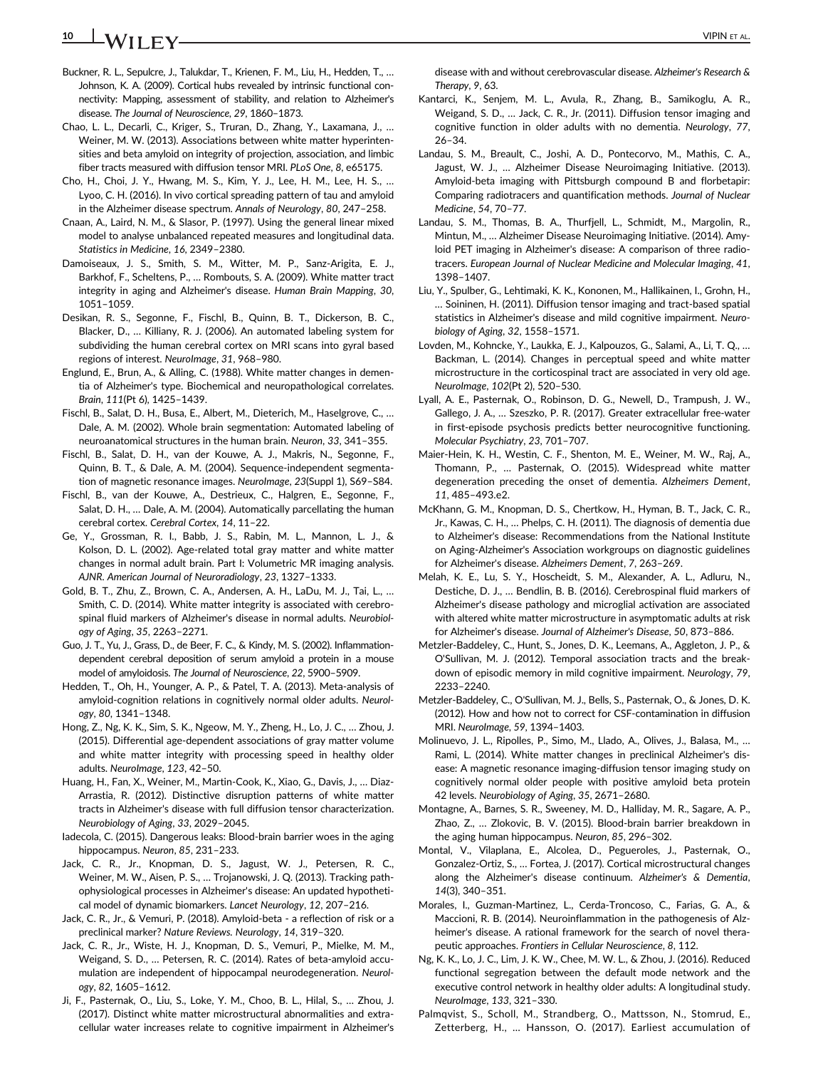Buckner, R. L., Sepulcre, J., Talukdar, T., Krienen, F. M., Liu, H., Hedden, T., … Johnson, K. A. (2009). Cortical hubs revealed by intrinsic functional connectivity: Mapping, assessment of stability, and relation to Alzheimer's disease. *The Journal of Neuroscience*, *29*, 1860–1873.

Chao, L. L., Decarli, C., Kriger, S., Truran, D., Zhang, Y., Laxamana, J., … Weiner, M. W. (2013). Associations between white matter hyperintensities and beta amyloid on integrity of projection, association, and limbic fiber tracts measured with diffusion tensor MRI. *PLoS One*, *8*, e65175.

Cho, H., Choi, J. Y., Hwang, M. S., Kim, Y. J., Lee, H. M., Lee, H. S., … Lyoo, C. H. (2016). In vivo cortical spreading pattern of tau and amyloid in the Alzheimer disease spectrum. *Annals of Neurology*, *80*, 247–258.

Cnaan, A., Laird, N. M., & Slasor, P. (1997). Using the general linear mixed model to analyse unbalanced repeated measures and longitudinal data. *Statistics in Medicine*, *16*, 2349–2380.

Damoiseaux, J. S., Smith, S. M., Witter, M. P., Sanz-Arigita, E. J., Barkhof, F., Scheltens, P., … Rombouts, S. A. (2009). White matter tract integrity in aging and Alzheimer's disease. *Human Brain Mapping*, *30*, 1051–1059.

Desikan, R. S., Segonne, F., Fischl, B., Quinn, B. T., Dickerson, B. C., Blacker, D., … Killiany, R. J. (2006). An automated labeling system for subdividing the human cerebral cortex on MRI scans into gyral based regions of interest. *NeuroImage*, *31*, 968–980.

Englund, E., Brun, A., & Alling, C. (1988). White matter changes in dementia of Alzheimer's type. Biochemical and neuropathological correlates. *Brain*, *111*(Pt 6), 1425–1439.

Fischl, B., Salat, D. H., Busa, E., Albert, M., Dieterich, M., Haselgrove, C., … Dale, A. M. (2002). Whole brain segmentation: Automated labeling of neuroanatomical structures in the human brain. *Neuron*, *33*, 341–355.

Fischl, B., Salat, D. H., van der Kouwe, A. J., Makris, N., Segonne, F., Quinn, B. T., & Dale, A. M. (2004). Sequence-independent segmentation of magnetic resonance images. *NeuroImage*, *23*(Suppl 1), S69–S84.

Fischl, B., van der Kouwe, A., Destrieux, C., Halgren, E., Segonne, F., Salat, D. H., … Dale, A. M. (2004). Automatically parcellating the human cerebral cortex. *Cerebral Cortex*, *14*, 11–22.

Ge, Y., Grossman, R. I., Babb, J. S., Rabin, M. L., Mannon, L. J., & Kolson, D. L. (2002). Age-related total gray matter and white matter changes in normal adult brain. Part I: Volumetric MR imaging analysis. *AJNR. American Journal of Neuroradiology*, *23*, 1327–1333.

Gold, B. T., Zhu, Z., Brown, C. A., Andersen, A. H., LaDu, M. J., Tai, L., … Smith, C. D. (2014). White matter integrity is associated with cerebrospinal fluid markers of Alzheimer's disease in normal adults. *Neurobiology of Aging*, *35*, 2263–2271.

Guo, J. T., Yu, J., Grass, D., de Beer, F. C., & Kindy, M. S. (2002). Inflammation-dependent cerebral deposition of serum amyloid a protein in a mouse model of amyloidosis. *The Journal of Neuroscience*, *22*, 5900–5909.

Hedden, T., Oh, H., Younger, A. P., & Patel, T. A. (2013). Meta-analysis of amyloid-cognition relations in cognitively normal older adults. *Neurology*, *80*, 1341–1348.

Hong, Z., Ng, K. K., Sim, S. K., Ngeow, M. Y., Zheng, H., Lo, J. C., … Zhou, J. (2015). Differential age-dependent associations of gray matter volume and white matter integrity with processing speed in healthy older adults. *NeuroImage*, *123*, 42–50.

Huang, H., Fan, X., Weiner, M., Martin-Cook, K., Xiao, G., Davis, J., … Diaz-Arrastia, R. (2012). Distinctive disruption patterns of white matter tracts in Alzheimer's disease with full diffusion tensor characterization. *Neurobiology of Aging*, *33*, 2029–2045.

Iadecola, C. (2015). Dangerous leaks: Blood-brain barrier woes in the aging hippocampus. *Neuron*, *85*, 231–233.

Jack, C. R., Jr., Knopman, D. S., Jagust, W. J., Petersen, R. C., Weiner, M. W., Aisen, P. S., … Trojanowski, J. Q. (2013). Tracking pathophysiological processes in Alzheimer's disease: An updated hypothetical model of dynamic biomarkers. *Lancet Neurology*, *12*, 207–216.

Jack, C. R., Jr., & Vemuri, P. (2018). Amyloid-beta - a reflection of risk or a preclinical marker? *Nature Reviews. Neurology*, *14*, 319–320.

Jack, C. R., Jr., Wiste, H. J., Knopman, D. S., Vemuri, P., Mielke, M. M., Weigand, S. D., … Petersen, R. C. (2014). Rates of beta-amyloid accumulation are independent of hippocampal neurodegeneration. *Neurology*, *82*, 1605–1612.

Ji, F., Pasternak, O., Liu, S., Loke, Y. M., Choo, B. L., Hilal, S., … Zhou, J. (2017). Distinct white matter microstructural abnormalities and extracellular water increases relate to cognitive impairment in Alzheimer's disease with and without cerebrovascular disease. *Alzheimer's Research & Therapy*, *9*, 63.

Kantarci, K., Senjem, M. L., Avula, R., Zhang, B., Samikoglu, A. R., Weigand, S. D., … Jack, C. R., Jr. (2011). Diffusion tensor imaging and cognitive function in older adults with no dementia. *Neurology*, *77*, 26–34.

Landau, S. M., Breault, C., Joshi, A. D., Pontecorvo, M., Mathis, C. A., Jagust, W. J., … Alzheimer Disease Neuroimaging Initiative. (2013). Amyloid-beta imaging with Pittsburgh compound B and florbetapir: Comparing radiotracers and quantification methods. *Journal of Nuclear Medicine*, *54*, 70–77.

Landau, S. M., Thomas, B. A., Thurfjell, L., Schmidt, M., Margolin, R., Mintun, M., … Alzheimer Disease Neuroimaging Initiative. (2014). Amyloid PET imaging in Alzheimer's disease: A comparison of three radiotracers. *European Journal of Nuclear Medicine and Molecular Imaging*, *41*, 1398–1407.

Liu, Y., Spulber, G., Lehtimaki, K. K., Kononen, M., Hallikainen, I., Grohn, H., … Soininen, H. (2011). Diffusion tensor imaging and tract-based spatial statistics in Alzheimer's disease and mild cognitive impairment. *Neurobiology of Aging*, *32*, 1558–1571.

Lovden, M., Kohncke, Y., Laukka, E. J., Kalpouzos, G., Salami, A., Li, T. Q., … Backman, L. (2014). Changes in perceptual speed and white matter microstructure in the corticospinal tract are associated in very old age. *NeuroImage*, *102*(Pt 2), 520–530.

Lyall, A. E., Pasternak, O., Robinson, D. G., Newell, D., Trampush, J. W., Gallego, J. A., … Szeszko, P. R. (2017). Greater extracellular free-water in first-episode psychosis predicts better neurocognitive functioning. *Molecular Psychiatry*, *23*, 701–707.

Maier-Hein, K. H., Westin, C. F., Shenton, M. E., Weiner, M. W., Raj, A., Thomann, P., … Pasternak, O. (2015). Widespread white matter degeneration preceding the onset of dementia. *Alzheimers Dement*, *11*, 485–493.e2.

McKhann, G. M., Knopman, D. S., Chertkow, H., Hyman, B. T., Jack, C. R., Jr., Kawas, C. H., … Phelps, C. H. (2011). The diagnosis of dementia due to Alzheimer's disease: Recommendations from the National Institute on Aging-Alzheimer's Association workgroups on diagnostic guidelines for Alzheimer's disease. *Alzheimers Dement*, *7*, 263–269.

Melah, K. E., Lu, S. Y., Hoscheidt, S. M., Alexander, A. L., Adluru, N., Destiche, D. J., … Bendlin, B. B. (2016). Cerebrospinal fluid markers of Alzheimer's disease pathology and microglial activation are associated with altered white matter microstructure in asymptomatic adults at risk for Alzheimer's disease. *Journal of Alzheimer's Disease*, *50*, 873–886.

Metzler-Baddeley, C., Hunt, S., Jones, D. K., Leemans, A., Aggleton, J. P., & O'Sullivan, M. J. (2012). Temporal association tracts and the breakdown of episodic memory in mild cognitive impairment. *Neurology*, *79*, 2233–2240.

Metzler-Baddeley, C., O'Sullivan, M. J., Bells, S., Pasternak, O., & Jones, D. K. (2012). How and how not to correct for CSF-contamination in diffusion MRI. *NeuroImage*, *59*, 1394–1403.

Molinuevo, J. L., Ripolles, P., Simo, M., Llado, A., Olives, J., Balasa, M., … Rami, L. (2014). White matter changes in preclinical Alzheimer's disease: A magnetic resonance imaging-diffusion tensor imaging study on cognitively normal older people with positive amyloid beta protein 42 levels. *Neurobiology of Aging*, *35*, 2671–2680.

Montagne, A., Barnes, S. R., Sweeney, M. D., Halliday, M. R., Sagare, A. P., Zhao, Z., … Zlokovic, B. V. (2015). Blood-brain barrier breakdown in the aging human hippocampus. *Neuron*, *85*, 296–302.

Montal, V., Vilaplana, E., Alcolea, D., Pegueroles, J., Pasternak, O., Gonzalez-Ortiz, S., … Fortea, J. (2017). Cortical microstructural changes along the Alzheimer's disease continuum. *Alzheimer's & Dementia*, *14*(3), 340–351.

Morales, I., Guzman-Martinez, L., Cerda-Troncoso, C., Farias, G. A., & Maccioni, R. B. (2014). Neuroinflammation in the pathogenesis of Alzheimer's disease. A rational framework for the search of novel therapeutic approaches. *Frontiers in Cellular Neuroscience*, *8*, 112.

Ng, K. K., Lo, J. C., Lim, J. K. W., Chee, M. W. L., & Zhou, J. (2016). Reduced functional segregation between the default mode network and the executive control network in healthy older adults: A longitudinal study. *NeuroImage*, *133*, 321–330.

Palmqvist, S., Scholl, M., Strandberg, O., Mattsson, N., Stomrud, E., Zetterberg, H., … Hansson, O. (2017). Earliest accumulation of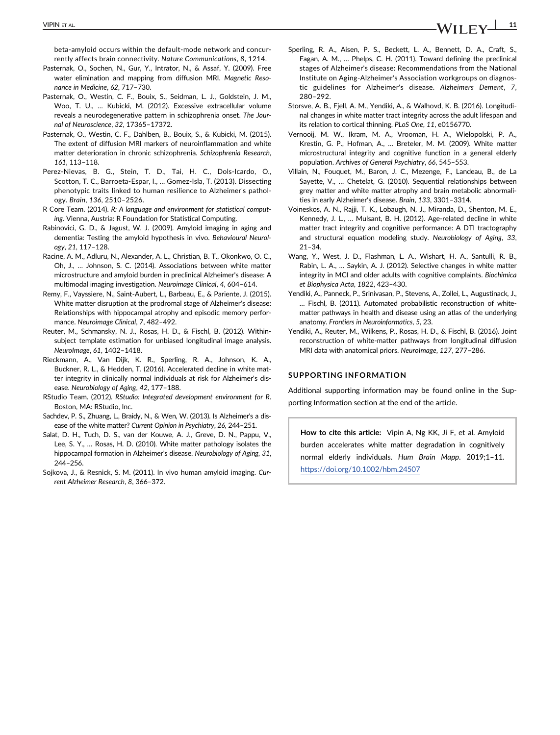beta-amyloid occurs within the default-mode network and concurrently affects brain connectivity. *Nature Communications*, *8*, 1214.

Pasternak, O., Sochen, N., Gur, Y., Intrator, N., & Assaf, Y. (2009). Free water elimination and mapping from diffusion MRI. *Magnetic Resonance in Medicine*, *62*, 717–730.

Pasternak, O., Westin, C. F., Bouix, S., Seidman, L. J., Goldstein, J. M., Woo, T. U., … Kubicki, M. (2012). Excessive extracellular volume reveals a neurodegenerative pattern in schizophrenia onset. *The Journal of Neuroscience*, *32*, 17365–17372.

Pasternak, O., Westin, C. F., Dahlben, B., Bouix, S., & Kubicki, M. (2015). The extent of diffusion MRI markers of neuroinflammation and white matter deterioration in chronic schizophrenia. *Schizophrenia Research*, *161*, 113–118.

Perez-Nievas, B. G., Stein, T. D., Tai, H. C., Dols-Icardo, O., Scotton, T. C., Barroeta-Espar, I., … Gomez-Isla, T. (2013). Dissecting phenotypic traits linked to human resilience to Alzheimer's pathology. *Brain*, *136*, 2510–2526.

R Core Team. (2014). *R: A language and environment for statistical computing*. Vienna, Austria: R Foundation for Statistical Computing.

Rabinovici, G. D., & Jagust, W. J. (2009). Amyloid imaging in aging and dementia: Testing the amyloid hypothesis in vivo. *Behavioural Neurology*, *21*, 117–128.

Racine, A. M., Adluru, N., Alexander, A. L., Christian, B. T., Okonkwo, O. C., Oh, J., … Johnson, S. C. (2014). Associations between white matter microstructure and amyloid burden in preclinical Alzheimer's disease: A multimodal imaging investigation. *Neuroimage Clinical*, *4*, 604–614.

Remy, F., Vayssiere, N., Saint-Aubert, L., Barbeau, E., & Pariente, J. (2015). White matter disruption at the prodromal stage of Alzheimer's disease: Relationships with hippocampal atrophy and episodic memory performance. *Neuroimage Clinical*, *7*, 482–492.

Reuter, M., Schmansky, N. J., Rosas, H. D., & Fischl, B. (2012). Within-subject template estimation for unbiased longitudinal image analysis. *NeuroImage*, *61*, 1402–1418.

Rieckmann, A., Van Dijk, K. R., Sperling, R. A., Johnson, K. A., Buckner, R. L., & Hedden, T. (2016). Accelerated decline in white matter integrity in clinically normal individuals at risk for Alzheimer's disease. *Neurobiology of Aging*, *42*, 177–188.

RStudio Team. (2012). *RStudio: Integrated development environment for R*. Boston, MA: RStudio, Inc.

Sachdev, P. S., Zhuang, L., Braidy, N., & Wen, W. (2013). Is Alzheimer's a disease of the white matter? *Current Opinion in Psychiatry*, *26*, 244–251.

Salat, D. H., Tuch, D. S., van der Kouwe, A. J., Greve, D. N., Pappu, V., Lee, S. Y., … Rosas, H. D. (2010). White matter pathology isolates the hippocampal formation in Alzheimer's disease. *Neurobiology of Aging*, *31*, 244–256.

Sojkova, J., & Resnick, S. M. (2011). In vivo human amyloid imaging. *Current Alzheimer Research*, *8*, 366–372.

Sperling, R. A., Aisen, P. S., Beckett, L. A., Bennett, D. A., Craft, S., Fagan, A. M., … Phelps, C. H. (2011). Toward defining the preclinical stages of Alzheimer's disease: Recommendations from the National Institute on Aging-Alzheimer's Association workgroups on diagnostic guidelines for Alzheimer's disease. *Alzheimers Dement*, *7*, 280–292.

Storsve, A. B., Fjell, A. M., Yendiki, A., & Walhovd, K. B. (2016). Longitudinal changes in white matter tract integrity across the adult lifespan and its relation to cortical thinning. *PLoS One*, *11*, e0156770.

Vernooij, M. W., Ikram, M. A., Vrooman, H. A., Wielopolski, P. A., Krestin, G. P., Hofman, A., … Breteler, M. M. (2009). White matter microstructural integrity and cognitive function in a general elderly population. *Archives of General Psychiatry*, *66*, 545–553.

Villain, N., Fouquet, M., Baron, J. C., Mezenge, F., Landeau, B., de La Sayette, V., … Chetelat, G. (2010). Sequential relationships between grey matter and white matter atrophy and brain metabolic abnormalities in early Alzheimer's disease. *Brain*, *133*, 3301–3314.

Voineskos, A. N., Rajji, T. K., Lobaugh, N. J., Miranda, D., Shenton, M. E., Kennedy, J. L., … Mulsant, B. H. (2012). Age-related decline in white matter tract integrity and cognitive performance: A DTI tractography and structural equation modeling study. *Neurobiology of Aging*, *33*, 21–34.

Wang, Y., West, J. D., Flashman, L. A., Wishart, H. A., Santulli, R. B., Rabin, L. A., … Saykin, A. J. (2012). Selective changes in white matter integrity in MCI and older adults with cognitive complaints. *Biochimica et Biophysica Acta*, *1822*, 423–430.

Yendiki, A., Panneck, P., Srinivasan, P., Stevens, A., Zollei, L., Augustinack, J., … Fischl, B. (2011). Automated probabilistic reconstruction of white-matter pathways in health and disease using an atlas of the underlying anatomy. *Frontiers in Neuroinformatics*, *5*, 23.

Yendiki, A., Reuter, M., Wilkens, P., Rosas, H. D., & Fischl, B. (2016). Joint reconstruction of white-matter pathways from longitudinal diffusion MRI data with anatomical priors. *NeuroImage*, *127*, 277–286.

## SUPPORTING INFORMATION

Additional supporting information may be found online in the Supporting Information section at the end of the article.

**How to cite this article:** Vipin A, Ng KK, Ji F, et al. Amyloid burden accelerates white matter degradation in cognitively normal elderly individuals. *Hum Brain Mapp*. 2019;1–11. https://doi.org/10.1002/hbm.24507